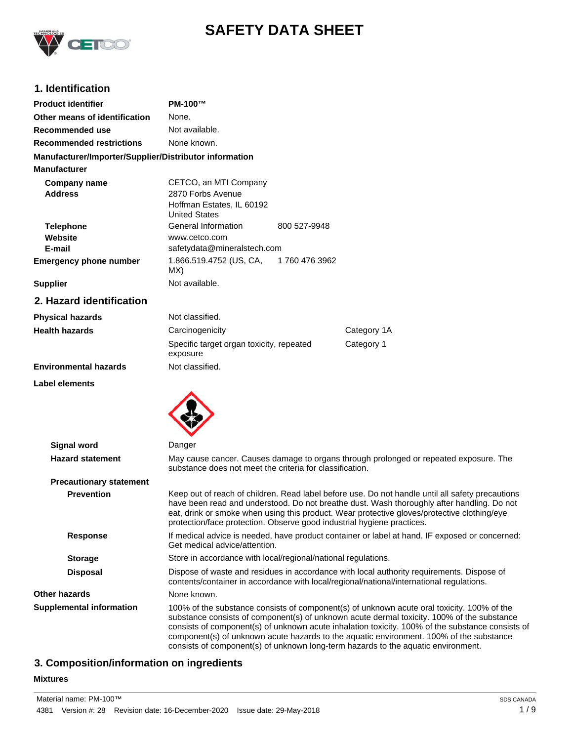# SAFETY DATA SHEET

## 1. Identification

| | | |
|---|---|---|
| **Product identifier** | **PM-100™** | |
| **Other means of identification** | None. | |
| **Recommended use** | Not available. | |
| **Recommended restrictions** | None known. | |

**Manufacturer/Importer/Supplier/Distributor information**

**Manufacturer**

| | | |
|---|---|---|
| **Company name** | CETCO, an MTI Company | |
| **Address** | 2870 Forbs Avenue<br>Hoffman Estates, IL 60192<br>United States | |
| **Telephone** | General Information | 800 527-9948 |
| **Website** | www.cetco.com | |
| **E-mail** | safetydata@mineralstech.com | |
| **Emergency phone number** | 1.866.519.4752 (US, CA, MX) | 1 760 476 3962 |
| **Supplier** | Not available. | |

## 2. Hazard identification

| | | |
|---|---|---|
| **Physical hazards** | Not classified. | |
| **Health hazards** | Carcinogenicity | Category 1A |
| | Specific target organ toxicity, repeated exposure | Category 1 |
| **Environmental hazards** | Not classified. | |

**Label elements**

**Signal word** Danger

**Hazard statement** May cause cancer. Causes damage to organs through prolonged or repeated exposure. The substance does not meet the criteria for classification.

**Precautionary statement**

**Prevention** Keep out of reach of children. Read label before use. Do not handle until all safety precautions have been read and understood. Do not breathe dust. Wash thoroughly after handling. Do not eat, drink or smoke when using this product. Wear protective gloves/protective clothing/eye protection/face protection. Observe good industrial hygiene practices.

**Response** If medical advice is needed, have product container or label at hand. IF exposed or concerned: Get medical advice/attention.

**Storage** Store in accordance with local/regional/national regulations.

**Disposal** Dispose of waste and residues in accordance with local authority requirements. Dispose of contents/container in accordance with local/regional/national/international regulations.

**Other hazards** None known.

**Supplemental information** 100% of the substance consists of component(s) of unknown acute oral toxicity. 100% of the substance consists of component(s) of unknown acute dermal toxicity. 100% of the substance consists of component(s) of unknown acute inhalation toxicity. 100% of the substance consists of component(s) of unknown acute hazards to the aquatic environment. 100% of the substance consists of component(s) of unknown long-term hazards to the aquatic environment.

## 3. Composition/information on ingredients

**Mixtures**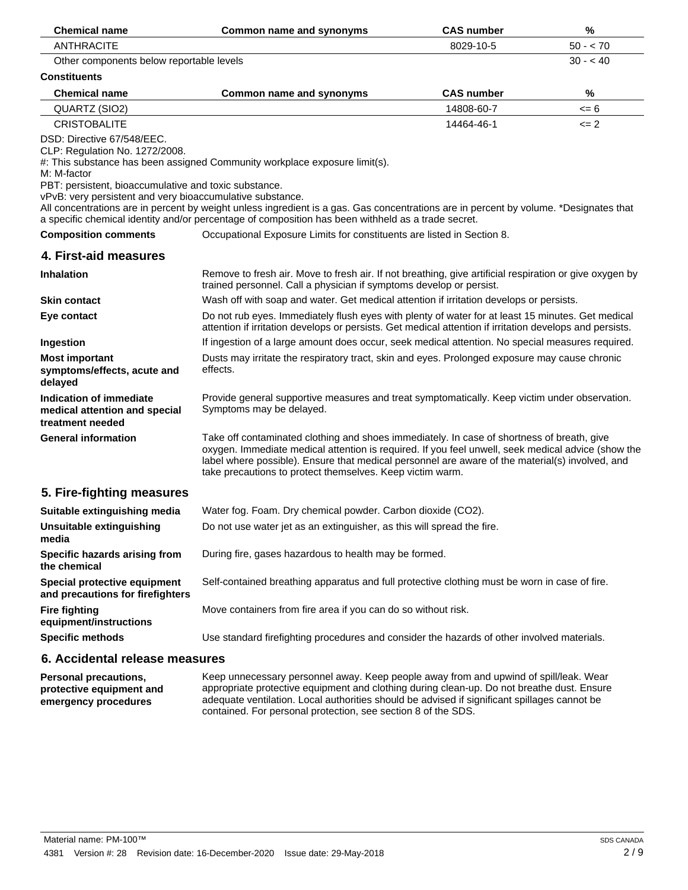| Chemical name | Common name and synonyms | CAS number | % |
| --- | --- | --- | --- |
| ANTHRACITE | | 8029-10-5 | 50 - < 70 |
| Other components below reportable levels | | | 30 - < 40 |

**Constituents**

| Chemical name | Common name and synonyms | CAS number | % |
| --- | --- | --- | --- |
| QUARTZ (SIO2) | | 14808-60-7 | <= 6 |
| CRISTOBALITE | | 14464-46-1 | <= 2 |

DSD: Directive 67/548/EEC.
CLP: Regulation No. 1272/2008.
#: This substance has been assigned Community workplace exposure limit(s).
M: M-factor
PBT: persistent, bioaccumulative and toxic substance.
vPvB: very persistent and very bioaccumulative substance.
All concentrations are in percent by weight unless ingredient is a gas. Gas concentrations are in percent by volume. *Designates that a specific chemical identity and/or percentage of composition has been withheld as a trade secret.

**Composition comments** Occupational Exposure Limits for constituents are listed in Section 8.

## 4. First-aid measures

**Inhalation** Remove to fresh air. Move to fresh air. If not breathing, give artificial respiration or give oxygen by trained personnel. Call a physician if symptoms develop or persist.

**Skin contact** Wash off with soap and water. Get medical attention if irritation develops or persists.

**Eye contact** Do not rub eyes. Immediately flush eyes with plenty of water for at least 15 minutes. Get medical attention if irritation develops or persists. Get medical attention if irritation develops and persists.

**Ingestion** If ingestion of a large amount does occur, seek medical attention. No special measures required.

**Most important symptoms/effects, acute and delayed** Dusts may irritate the respiratory tract, skin and eyes. Prolonged exposure may cause chronic effects.

**Indication of immediate medical attention and special treatment needed** Provide general supportive measures and treat symptomatically. Keep victim under observation. Symptoms may be delayed.

**General information** Take off contaminated clothing and shoes immediately. In case of shortness of breath, give oxygen. Immediate medical attention is required. If you feel unwell, seek medical advice (show the label where possible). Ensure that medical personnel are aware of the material(s) involved, and take precautions to protect themselves. Keep victim warm.

## 5. Fire-fighting measures

**Suitable extinguishing media** Water fog. Foam. Dry chemical powder. Carbon dioxide ($CO_2$).

**Unsuitable extinguishing media** Do not use water jet as an extinguisher, as this will spread the fire.

**Specific hazards arising from the chemical** During fire, gases hazardous to health may be formed.

**Special protective equipment and precautions for firefighters** Self-contained breathing apparatus and full protective clothing must be worn in case of fire.

**Fire fighting equipment/instructions** Move containers from fire area if you can do so without risk.

**Specific methods** Use standard firefighting procedures and consider the hazards of other involved materials.

## 6. Accidental release measures

**Personal precautions, protective equipment and emergency procedures** Keep unnecessary personnel away. Keep people away from and upwind of spill/leak. Wear appropriate protective equipment and clothing during clean-up. Do not breathe dust. Ensure adequate ventilation. Local authorities should be advised if significant spillages cannot be contained. For personal protection, see section 8 of the SDS.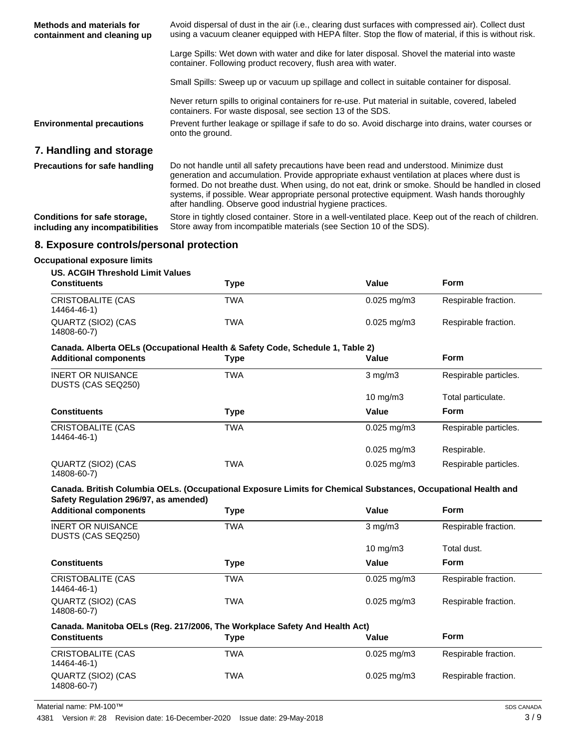| | |
|---|---|
| **Methods and materials for containment and cleaning up** | Avoid dispersal of dust in the air (i.e., clearing dust surfaces with compressed air). Collect dust using a vacuum cleaner equipped with HEPA filter. Stop the flow of material, if this is without risk. |
| | Large Spills: Wet down with water and dike for later disposal. Shovel the material into waste container. Following product recovery, flush area with water. |
| | Small Spills: Sweep up or vacuum up spillage and collect in suitable container for disposal. |
| | Never return spills to original containers for re-use. Put material in suitable, covered, labeled containers. For waste disposal, see section 13 of the SDS. |
| **Environmental precautions** | Prevent further leakage or spillage if safe to do so. Avoid discharge into drains, water courses or onto the ground. |

## 7. Handling and storage

| | |
|---|---|
| **Precautions for safe handling** | Do not handle until all safety precautions have been read and understood. Minimize dust generation and accumulation. Provide appropriate exhaust ventilation at places where dust is formed. Do not breathe dust. When using, do not eat, drink or smoke. Should be handled in closed systems, if possible. Wear appropriate personal protective equipment. Wash hands thoroughly after handling. Observe good industrial hygiene practices. |
| **Conditions for safe storage, including any incompatibilities** | Store in tightly closed container. Store in a well-ventilated place. Keep out of the reach of children. Store away from incompatible materials (see Section 10 of the SDS). |

## 8. Exposure controls/personal protection

**Occupational exposure limits**

**US. ACGIH Threshold Limit Values**

| Constituents | Type | Value | Form |
|---|---|---|---|
| CRISTOBALITE (CAS 14464-46-1) | TWA | 0.025 mg/m3 | Respirable fraction. |
| QUARTZ (SIO2) (CAS 14808-60-7) | TWA | 0.025 mg/m3 | Respirable fraction. |

**Canada. Alberta OELs (Occupational Health & Safety Code, Schedule 1, Table 2)**

| Additional components | Type | Value | Form |
|---|---|---|---|
| INERT OR NUISANCE DUSTS (CAS SEQ250) | TWA | 3 mg/m3 | Respirable particles. |
| | | 10 mg/m3 | Total particulate. |

| Constituents | Type | Value | Form |
|---|---|---|---|
| CRISTOBALITE (CAS 14464-46-1) | TWA | 0.025 mg/m3 | Respirable particles. |
| | | 0.025 mg/m3 | Respirable. |
| QUARTZ (SIO2) (CAS 14808-60-7) | TWA | 0.025 mg/m3 | Respirable particles. |

**Canada. British Columbia OELs. (Occupational Exposure Limits for Chemical Substances, Occupational Health and Safety Regulation 296/97, as amended)**

| Additional components | Type | Value | Form |
|---|---|---|---|
| INERT OR NUISANCE DUSTS (CAS SEQ250) | TWA | 3 mg/m3 | Respirable fraction. |
| | | 10 mg/m3 | Total dust. |

| Constituents | Type | Value | Form |
|---|---|---|---|
| CRISTOBALITE (CAS 14464-46-1) | TWA | 0.025 mg/m3 | Respirable fraction. |
| QUARTZ (SIO2) (CAS 14808-60-7) | TWA | 0.025 mg/m3 | Respirable fraction. |

**Canada. Manitoba OELs (Reg. 217/2006, The Workplace Safety And Health Act)**

| Constituents | Type | Value | Form |
|---|---|---|---|
| CRISTOBALITE (CAS 14464-46-1) | TWA | 0.025 mg/m3 | Respirable fraction. |
| QUARTZ (SIO2) (CAS 14808-60-7) | TWA | 0.025 mg/m3 | Respirable fraction. |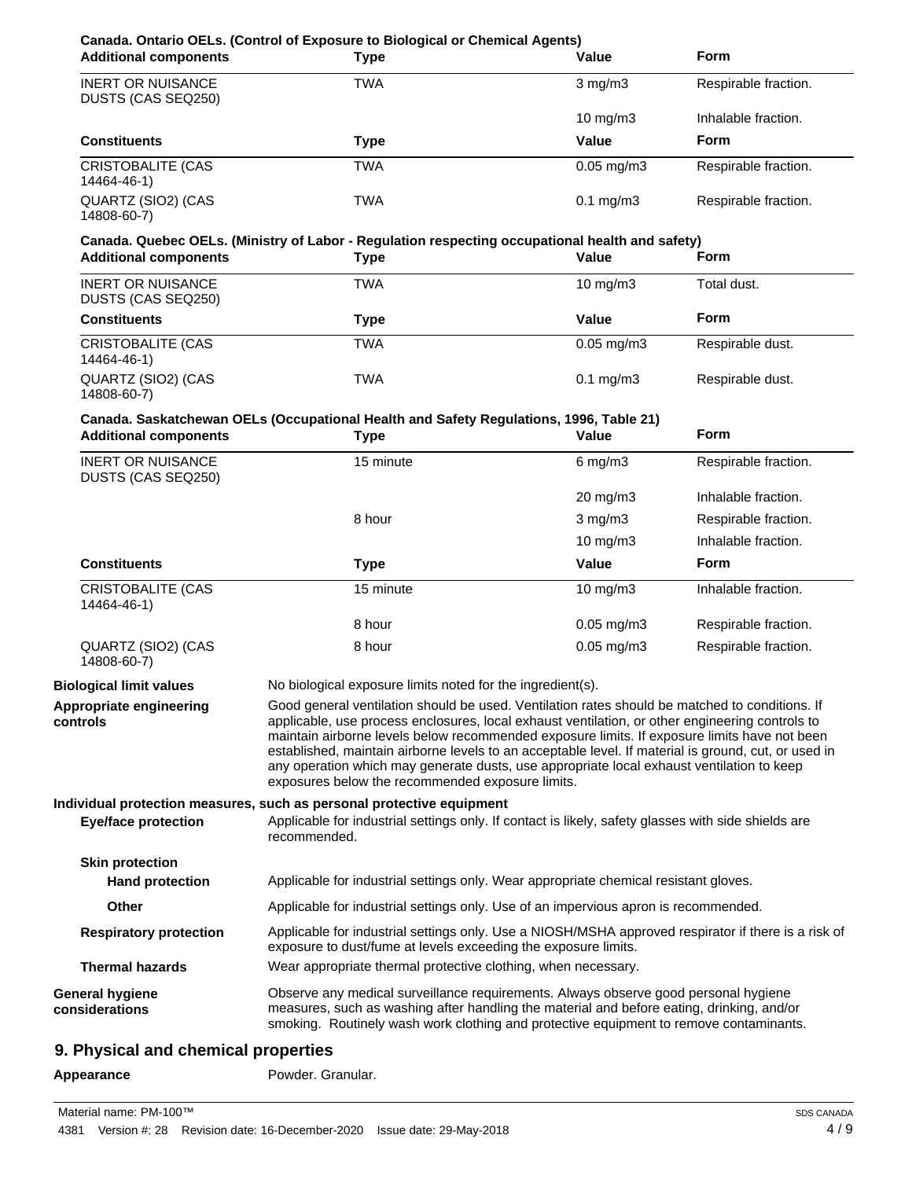**Canada. Ontario OELs. (Control of Exposure to Biological or Chemical Agents)**

| Additional components | Type | Value | Form |
|---|---|---|---|
| INERT OR NUISANCE DUSTS (CAS SEQ250) | TWA | 3 mg/m3 | Respirable fraction. |
| | | 10 mg/m3 | Inhalable fraction. |
| **Constituents** | **Type** | **Value** | **Form** |
| CRISTOBALITE (CAS 14464-46-1) | TWA | 0.05 mg/m3 | Respirable fraction. |
| QUARTZ (SIO2) (CAS 14808-60-7) | TWA | 0.1 mg/m3 | Respirable fraction. |

**Canada. Quebec OELs. (Ministry of Labor - Regulation respecting occupational health and safety)**

| Additional components | Type | Value | Form |
|---|---|---|---|
| INERT OR NUISANCE DUSTS (CAS SEQ250) | TWA | 10 mg/m3 | Total dust. |
| **Constituents** | **Type** | **Value** | **Form** |
| CRISTOBALITE (CAS 14464-46-1) | TWA | 0.05 mg/m3 | Respirable dust. |
| QUARTZ (SIO2) (CAS 14808-60-7) | TWA | 0.1 mg/m3 | Respirable dust. |

**Canada. Saskatchewan OELs (Occupational Health and Safety Regulations, 1996, Table 21)**

| Additional components | Type | Value | Form |
|---|---|---|---|
| INERT OR NUISANCE DUSTS (CAS SEQ250) | 15 minute | 6 mg/m3 | Respirable fraction. |
| | | 20 mg/m3 | Inhalable fraction. |
| | 8 hour | 3 mg/m3 | Respirable fraction. |
| | | 10 mg/m3 | Inhalable fraction. |
| **Constituents** | **Type** | **Value** | **Form** |
| CRISTOBALITE (CAS 14464-46-1) | 15 minute | 10 mg/m3 | Inhalable fraction. |
| | 8 hour | 0.05 mg/m3 | Respirable fraction. |
| QUARTZ (SIO2) (CAS 14808-60-7) | 8 hour | 0.05 mg/m3 | Respirable fraction. |

**Biological limit values** No biological exposure limits noted for the ingredient(s).

**Appropriate engineering controls** Good general ventilation should be used. Ventilation rates should be matched to conditions. If applicable, use process enclosures, local exhaust ventilation, or other engineering controls to maintain airborne levels below recommended exposure limits. If exposure limits have not been established, maintain airborne levels to an acceptable level. If material is ground, cut, or used in any operation which may generate dusts, use appropriate local exhaust ventilation to keep exposures below the recommended exposure limits.

**Individual protection measures, such as personal protective equipment**

**Eye/face protection** Applicable for industrial settings only. If contact is likely, safety glasses with side shields are recommended.

**Skin protection**

**Hand protection** Applicable for industrial settings only. Wear appropriate chemical resistant gloves.

**Other** Applicable for industrial settings only. Use of an impervious apron is recommended.

**Respiratory protection** Applicable for industrial settings only. Use a NIOSH/MSHA approved respirator if there is a risk of exposure to dust/fume at levels exceeding the exposure limits.

**Thermal hazards** Wear appropriate thermal protective clothing, when necessary.

**General hygiene considerations** Observe any medical surveillance requirements. Always observe good personal hygiene measures, such as washing after handling the material and before eating, drinking, and/or smoking. Routinely wash work clothing and protective equipment to remove contaminants.

## 9. Physical and chemical properties

**Appearance** Powder. Granular.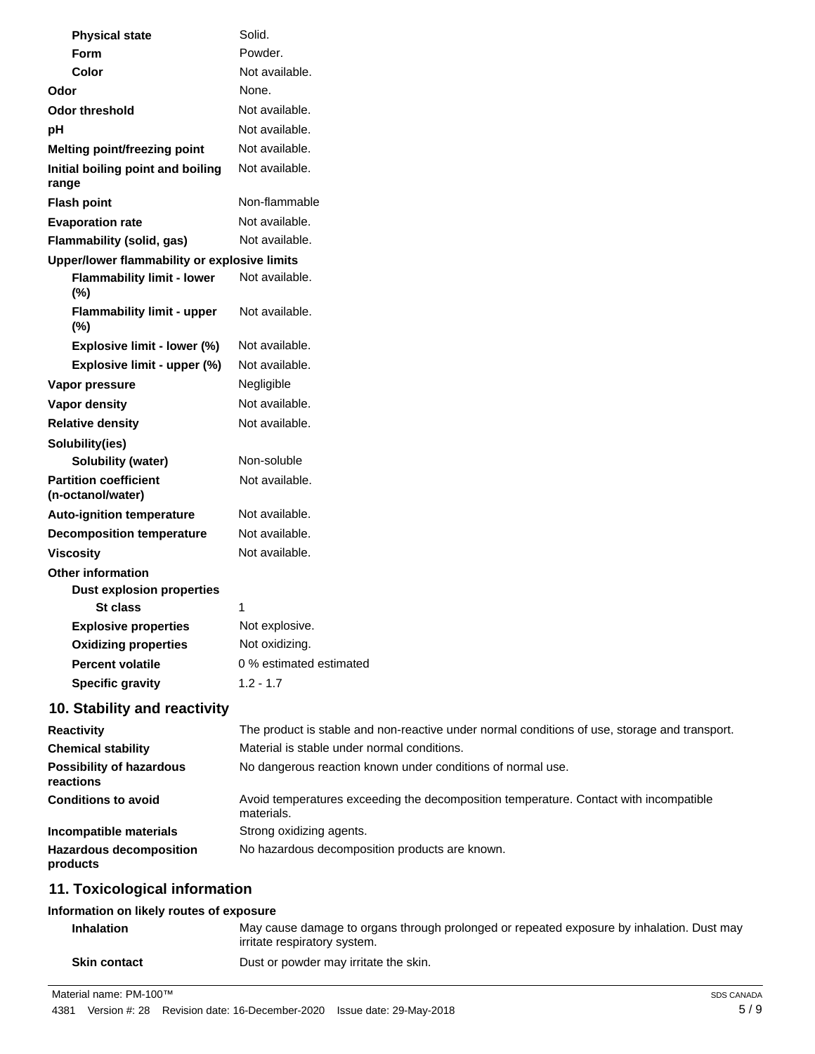| | |
|---|---|
| **Physical state** | Solid. |
| **Form** | Powder. |
| **Color** | Not available. |
| **Odor** | None. |
| **Odor threshold** | Not available. |
| **pH** | Not available. |
| **Melting point/freezing point** | Not available. |
| **Initial boiling point and boiling range** | Not available. |
| **Flash point** | Non-flammable |
| **Evaporation rate** | Not available. |
| **Flammability (solid, gas)** | Not available. |
| **Upper/lower flammability or explosive limits** | |
| **Flammability limit - lower (%)** | Not available. |
| **Flammability limit - upper (%)** | Not available. |
| **Explosive limit - lower (%)** | Not available. |
| **Explosive limit - upper (%)** | Not available. |
| **Vapor pressure** | Negligible |
| **Vapor density** | Not available. |
| **Relative density** | Not available. |
| **Solubility(ies)** | |
| **Solubility (water)** | Non-soluble |
| **Partition coefficient (n-octanol/water)** | Not available. |
| **Auto-ignition temperature** | Not available. |
| **Decomposition temperature** | Not available. |
| **Viscosity** | Not available. |
| **Other information** | |
| **Dust explosion properties** | |
| **St class** | 1 |
| **Explosive properties** | Not explosive. |
| **Oxidizing properties** | Not oxidizing. |
| **Percent volatile** | 0 % estimated estimated |
| **Specific gravity** | 1.2 - 1.7 |

## 10. Stability and reactivity

| | |
|---|---|
| **Reactivity** | The product is stable and non-reactive under normal conditions of use, storage and transport. |
| **Chemical stability** | Material is stable under normal conditions. |
| **Possibility of hazardous reactions** | No dangerous reaction known under conditions of normal use. |
| **Conditions to avoid** | Avoid temperatures exceeding the decomposition temperature. Contact with incompatible materials. |
| **Incompatible materials** | Strong oxidizing agents. |
| **Hazardous decomposition products** | No hazardous decomposition products are known. |

## 11. Toxicological information

**Information on likely routes of exposure**

| | |
|---|---|
| **Inhalation** | May cause damage to organs through prolonged or repeated exposure by inhalation. Dust may irritate respiratory system. |
| **Skin contact** | Dust or powder may irritate the skin. |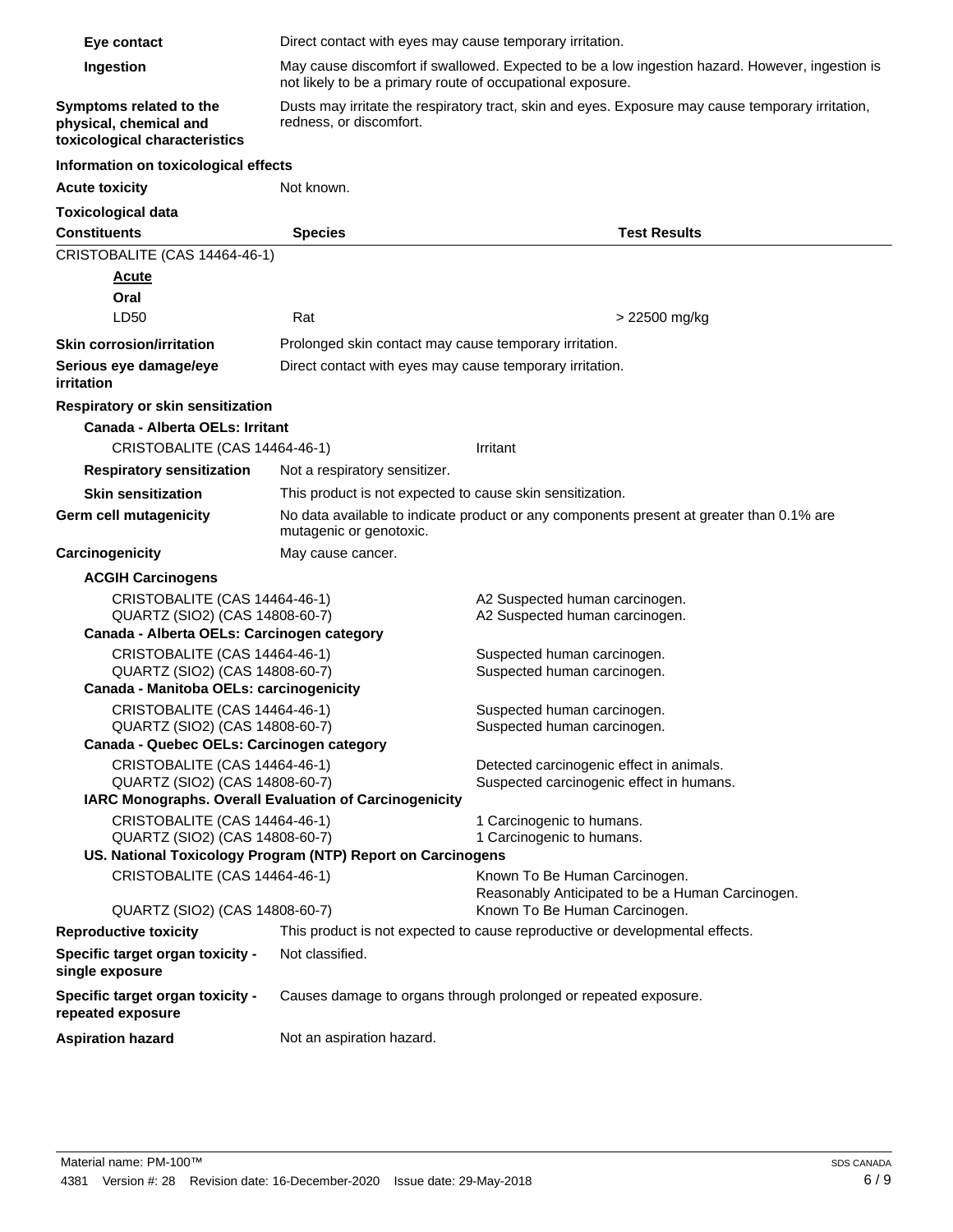**Eye contact** Direct contact with eyes may cause temporary irritation.

**Ingestion** May cause discomfort if swallowed. Expected to be a low ingestion hazard. However, ingestion is not likely to be a primary route of occupational exposure.

**Symptoms related to the physical, chemical and toxicological characteristics** Dusts may irritate the respiratory tract, skin and eyes. Exposure may cause temporary irritation, redness, or discomfort.

**Information on toxicological effects**

**Acute toxicity** Not known.

**Toxicological data**

| Constituents | Species | Test Results |
|---|---|---|
| CRISTOBALITE (CAS 14464-46-1) | | |
| **Acute** | | |
| **Oral** | | |
| LD50 | Rat | > 22500 mg/kg |

**Skin corrosion/irritation** Prolonged skin contact may cause temporary irritation.

**Serious eye damage/eye irritation** Direct contact with eyes may cause temporary irritation.

**Respiratory or skin sensitization**

**Canada - Alberta OELs: Irritant**

CRISTOBALITE (CAS 14464-46-1) Irritant

**Respiratory sensitization** Not a respiratory sensitizer.

**Skin sensitization** This product is not expected to cause skin sensitization.

**Germ cell mutagenicity** No data available to indicate product or any components present at greater than 0.1% are mutagenic or genotoxic.

**Carcinogenicity** May cause cancer.

**ACGIH Carcinogens**

| | |
|---|---|
| CRISTOBALITE (CAS 14464-46-1) | A2 Suspected human carcinogen. |
| QUARTZ (SIO2) (CAS 14808-60-7) | A2 Suspected human carcinogen. |

**Canada - Alberta OELs: Carcinogen category**

| | |
|---|---|
| CRISTOBALITE (CAS 14464-46-1) | Suspected human carcinogen. |
| QUARTZ (SIO2) (CAS 14808-60-7) | Suspected human carcinogen. |

**Canada - Manitoba OELs: carcinogenicity**

| | |
|---|---|
| CRISTOBALITE (CAS 14464-46-1) | Suspected human carcinogen. |
| QUARTZ (SIO2) (CAS 14808-60-7) | Suspected human carcinogen. |

**Canada - Quebec OELs: Carcinogen category**

| | |
|---|---|
| CRISTOBALITE (CAS 14464-46-1) | Detected carcinogenic effect in animals. |
| QUARTZ (SIO2) (CAS 14808-60-7) | Suspected carcinogenic effect in humans. |

**IARC Monographs. Overall Evaluation of Carcinogenicity**

| | |
|---|---|
| CRISTOBALITE (CAS 14464-46-1) | 1 Carcinogenic to humans. |
| QUARTZ (SIO2) (CAS 14808-60-7) | 1 Carcinogenic to humans. |

**US. National Toxicology Program (NTP) Report on Carcinogens**

| | |
|---|---|
| CRISTOBALITE (CAS 14464-46-1) | Known To Be Human Carcinogen.<br>Reasonably Anticipated to be a Human Carcinogen. |
| QUARTZ (SIO2) (CAS 14808-60-7) | Known To Be Human Carcinogen. |

**Reproductive toxicity** This product is not expected to cause reproductive or developmental effects.

**Specific target organ toxicity - single exposure** Not classified.

**Specific target organ toxicity - repeated exposure** Causes damage to organs through prolonged or repeated exposure.

**Aspiration hazard** Not an aspiration hazard.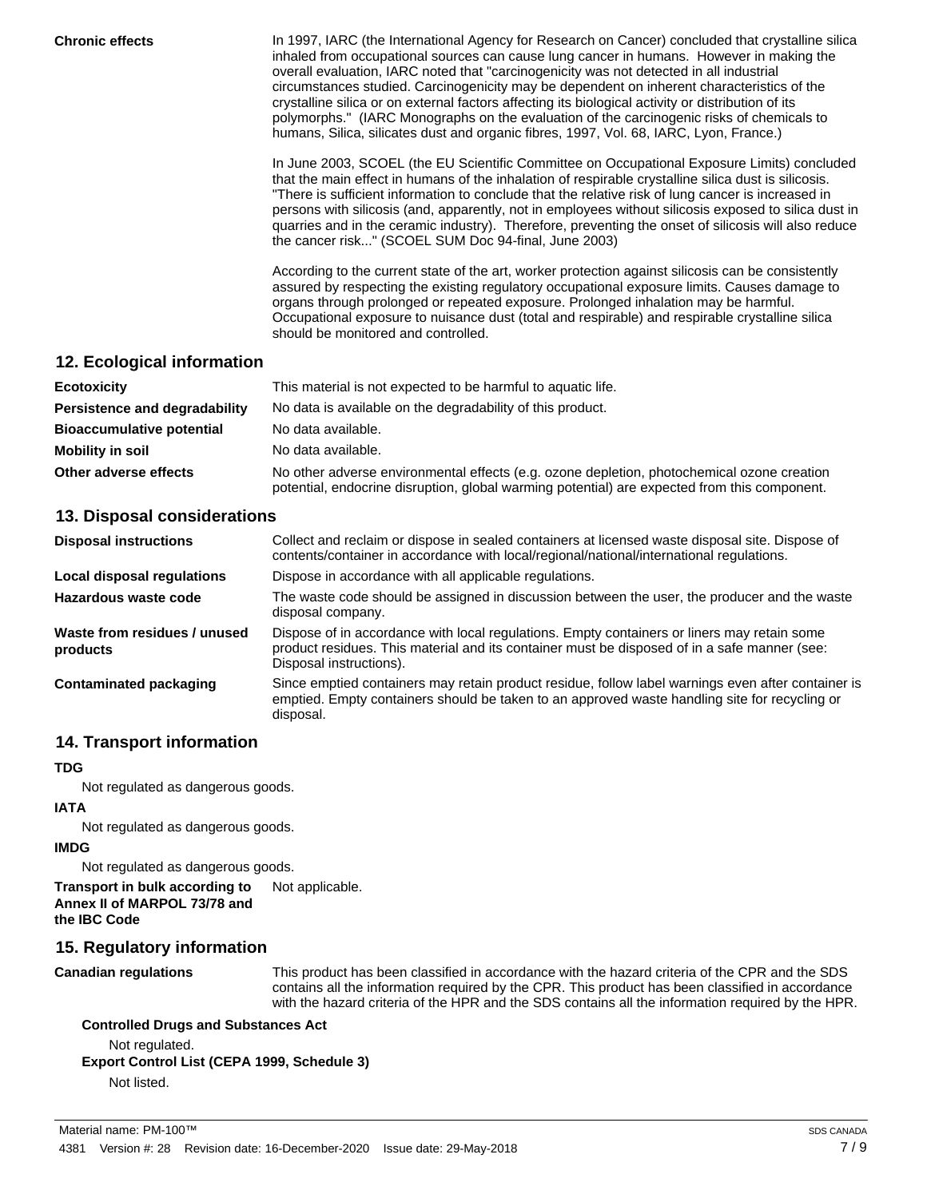**Chronic effects**

In 1997, IARC (the International Agency for Research on Cancer) concluded that crystalline silica inhaled from occupational sources can cause lung cancer in humans. However in making the overall evaluation, IARC noted that "carcinogenicity was not detected in all industrial circumstances studied. Carcinogenicity may be dependent on inherent characteristics of the crystalline silica or on external factors affecting its biological activity or distribution of its polymorphs." (IARC Monographs on the evaluation of the carcinogenic risks of chemicals to humans, Silica, silicates dust and organic fibres, 1997, Vol. 68, IARC, Lyon, France.)

In June 2003, SCOEL (the EU Scientific Committee on Occupational Exposure Limits) concluded that the main effect in humans of the inhalation of respirable crystalline silica dust is silicosis. "There is sufficient information to conclude that the relative risk of lung cancer is increased in persons with silicosis (and, apparently, not in employees without silicosis exposed to silica dust in quarries and in the ceramic industry). Therefore, preventing the onset of silicosis will also reduce the cancer risk..." (SCOEL SUM Doc 94-final, June 2003)

According to the current state of the art, worker protection against silicosis can be consistently assured by respecting the existing regulatory occupational exposure limits. Causes damage to organs through prolonged or repeated exposure. Prolonged inhalation may be harmful. Occupational exposure to nuisance dust (total and respirable) and respirable crystalline silica should be monitored and controlled.

## 12. Ecological information

**Ecotoxicity** This material is not expected to be harmful to aquatic life.

**Persistence and degradability** No data is available on the degradability of this product.

**Bioaccumulative potential** No data available.

**Mobility in soil** No data available.

**Other adverse effects** No other adverse environmental effects (e.g. ozone depletion, photochemical ozone creation potential, endocrine disruption, global warming potential) are expected from this component.

## 13. Disposal considerations

**Disposal instructions** Collect and reclaim or dispose in sealed containers at licensed waste disposal site. Dispose of contents/container in accordance with local/regional/national/international regulations.

**Local disposal regulations** Dispose in accordance with all applicable regulations.

**Hazardous waste code** The waste code should be assigned in discussion between the user, the producer and the waste disposal company.

**Waste from residues / unused products** Dispose of in accordance with local regulations. Empty containers or liners may retain some product residues. This material and its container must be disposed of in a safe manner (see: Disposal instructions).

**Contaminated packaging** Since emptied containers may retain product residue, follow label warnings even after container is emptied. Empty containers should be taken to an approved waste handling site for recycling or disposal.

## 14. Transport information

**TDG**

Not regulated as dangerous goods.

**IATA**

Not regulated as dangerous goods.

**IMDG**

Not regulated as dangerous goods.

**Transport in bulk according to Annex II of MARPOL 73/78 and the IBC Code** Not applicable.

## 15. Regulatory information

**Canadian regulations** This product has been classified in accordance with the hazard criteria of the CPR and the SDS contains all the information required by the CPR. This product has been classified in accordance with the hazard criteria of the HPR and the SDS contains all the information required by the HPR.

**Controlled Drugs and Substances Act**

Not regulated.

**Export Control List (CEPA 1999, Schedule 3)**

Not listed.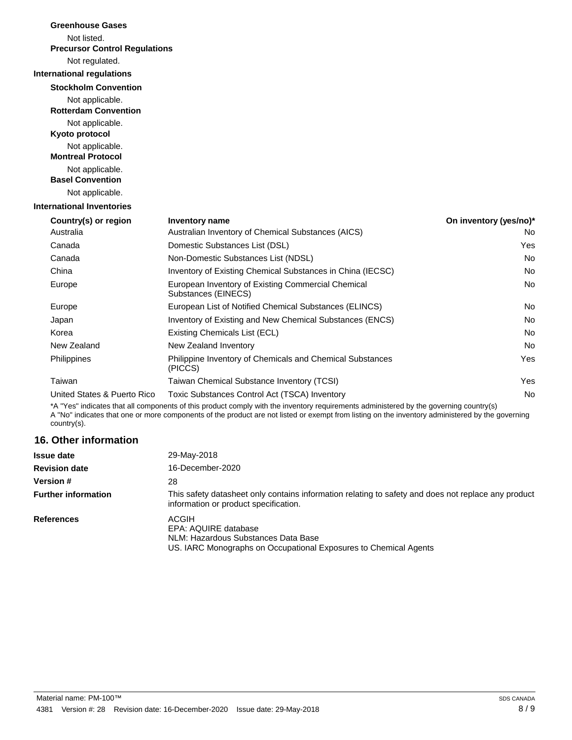**Greenhouse Gases**

Not listed.

**Precursor Control Regulations**

Not regulated.

**International regulations**

**Stockholm Convention**

Not applicable.

**Rotterdam Convention**

Not applicable.

**Kyoto protocol**

Not applicable.

**Montreal Protocol**

Not applicable.

**Basel Convention**

Not applicable.

**International Inventories**

| Country(s) or region | Inventory name | On inventory (yes/no)* |
|---|---|---|
| Australia | Australian Inventory of Chemical Substances (AICS) | No |
| Canada | Domestic Substances List (DSL) | Yes |
| Canada | Non-Domestic Substances List (NDSL) | No |
| China | Inventory of Existing Chemical Substances in China (IECSC) | No |
| Europe | European Inventory of Existing Commercial Chemical Substances (EINECS) | No |
| Europe | European List of Notified Chemical Substances (ELINCS) | No |
| Japan | Inventory of Existing and New Chemical Substances (ENCS) | No |
| Korea | Existing Chemicals List (ECL) | No |
| New Zealand | New Zealand Inventory | No |
| Philippines | Philippine Inventory of Chemicals and Chemical Substances (PICCS) | Yes |
| Taiwan | Taiwan Chemical Substance Inventory (TCSI) | Yes |
| United States & Puerto Rico | Toxic Substances Control Act (TSCA) Inventory | No |

*A "Yes" indicates that all components of this product comply with the inventory requirements administered by the governing country(s)
A "No" indicates that one or more components of the product are not listed or exempt from listing on the inventory administered by the governing country(s).

## 16. Other information

**Issue date** 29-May-2018

**Revision date** 16-December-2020

**Version #** 28

**Further information** This safety datasheet only contains information relating to safety and does not replace any product information or product specification.

**References**
ACGIH
EPA: AQUIRE database
NLM: Hazardous Substances Data Base
US. IARC Monographs on Occupational Exposures to Chemical Agents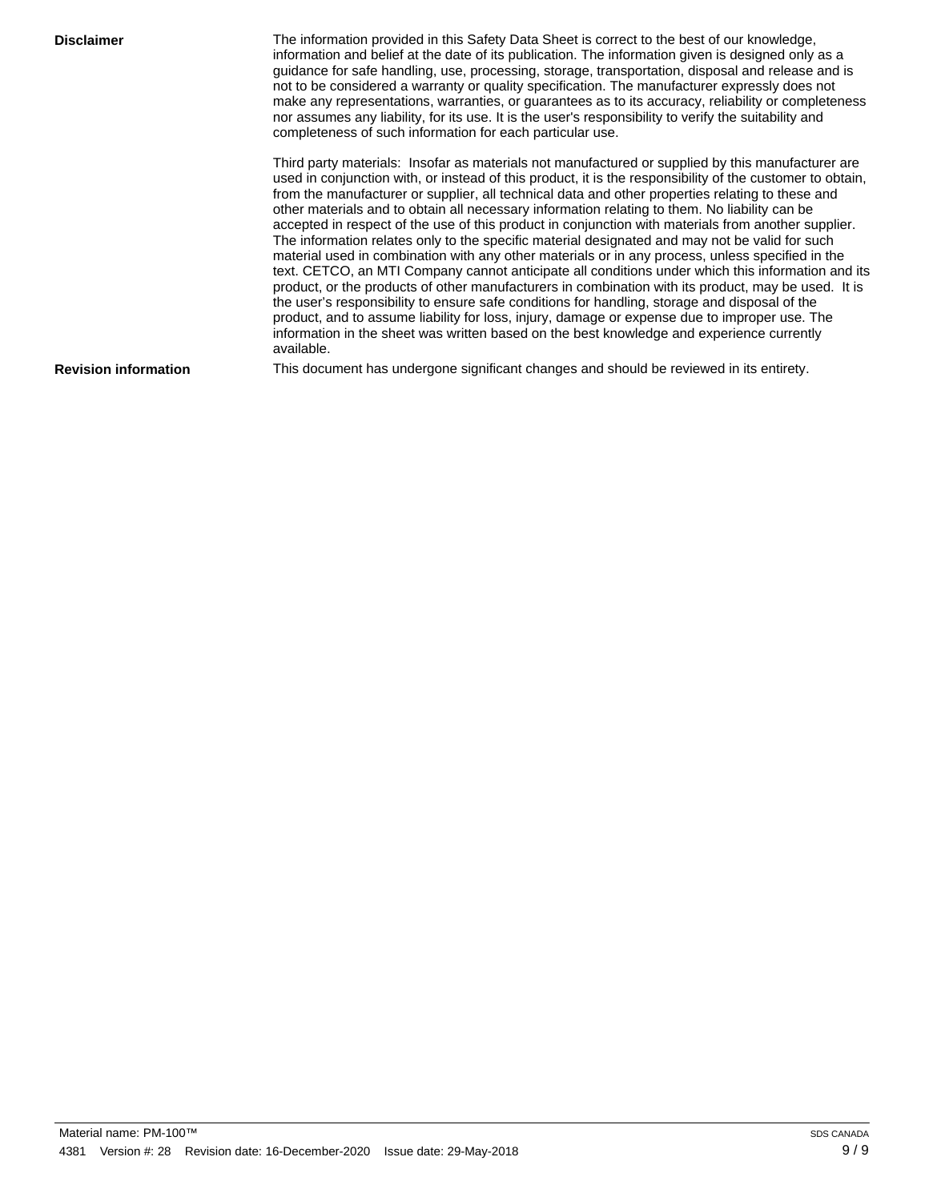**Disclaimer**

The information provided in this Safety Data Sheet is correct to the best of our knowledge, information and belief at the date of its publication. The information given is designed only as a guidance for safe handling, use, processing, storage, transportation, disposal and release and is not to be considered a warranty or quality specification. The manufacturer expressly does not make any representations, warranties, or guarantees as to its accuracy, reliability or completeness nor assumes any liability, for its use. It is the user's responsibility to verify the suitability and completeness of such information for each particular use.

Third party materials: Insofar as materials not manufactured or supplied by this manufacturer are used in conjunction with, or instead of this product, it is the responsibility of the customer to obtain, from the manufacturer or supplier, all technical data and other properties relating to these and other materials and to obtain all necessary information relating to them. No liability can be accepted in respect of the use of this product in conjunction with materials from another supplier. The information relates only to the specific material designated and may not be valid for such material used in combination with any other materials or in any process, unless specified in the text. CETCO, an MTI Company cannot anticipate all conditions under which this information and its product, or the products of other manufacturers in combination with its product, may be used. It is the user's responsibility to ensure safe conditions for handling, storage and disposal of the product, and to assume liability for loss, injury, damage or expense due to improper use. The information in the sheet was written based on the best knowledge and experience currently available.

**Revision information**

This document has undergone significant changes and should be reviewed in its entirety.